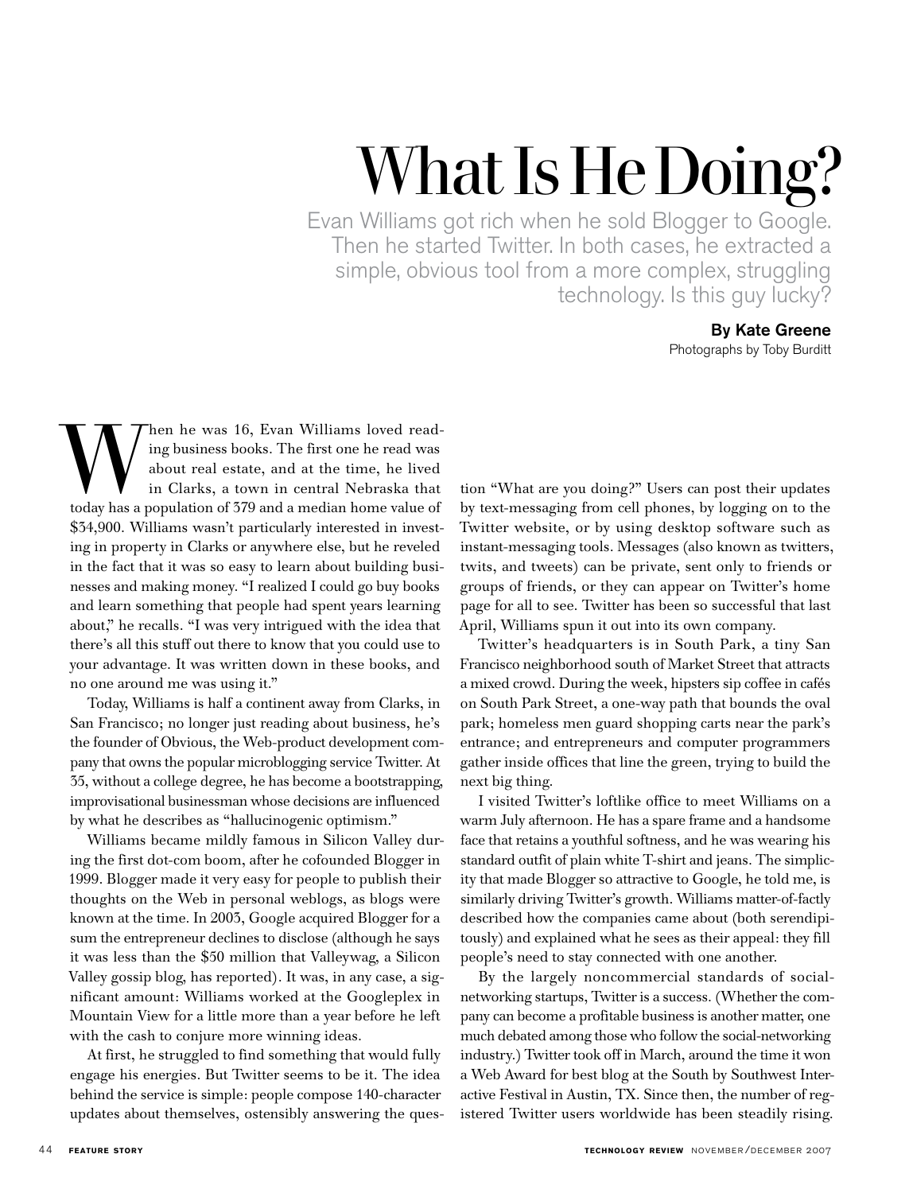# What Is He Doing?

Evan Williams got rich when he sold Blogger to Google. Then he started Twitter. In both cases, he extracted a simple, obvious tool from a more complex, struggling technology. Is this guy lucky?

**By Kate Greene**

Photographs by Toby Burditt

When he was 16, Evan Williams loved reading business books. The first one he read was about real estate, and at the time, he lived in Clarks, a town in central Nebraska that today has a population of 379 and a median home value of $34,900. Williams wasn't particularly interested in investing in property in Clarks or anywhere else, but he reveled in the fact that it was so easy to learn about building businesses and making money. "I realized I could go buy books and learn something that people had spent years learning about," he recalls. "I was very intrigued with the idea that there's all this stuff out there to know that you could use to your advantage. It was written down in these books, and no one around me was using it."

Today, Williams is half a continent away from Clarks, in San Francisco; no longer just reading about business, he's the founder of Obvious, the Web-product development company that owns the popular microblogging service Twitter. At 35, without a college degree, he has become a bootstrapping, improvisational businessman whose decisions are influenced by what he describes as "hallucinogenic optimism."

Williams became mildly famous in Silicon Valley during the first dot-com boom, after he cofounded Blogger in 1999. Blogger made it very easy for people to publish their thoughts on the Web in personal weblogs, as blogs were known at the time. In 2003, Google acquired Blogger for a sum the entrepreneur declines to disclose (although he says it was less than the $50 million that Valleywag, a Silicon Valley gossip blog, has reported). It was, in any case, a significant amount: Williams worked at the Googleplex in Mountain View for a little more than a year before he left with the cash to conjure more winning ideas.

At first, he struggled to find something that would fully engage his energies. But Twitter seems to be it. The idea behind the service is simple: people compose 140-character updates about themselves, ostensibly answering the question "What are you doing?" Users can post their updates by text-messaging from cell phones, by logging on to the Twitter website, or by using desktop software such as instant-messaging tools. Messages (also known as twitters, twits, and tweets) can be private, sent only to friends or groups of friends, or they can appear on Twitter's home page for all to see. Twitter has been so successful that last April, Williams spun it out into its own company.

Twitter's headquarters is in South Park, a tiny San Francisco neighborhood south of Market Street that attracts a mixed crowd. During the week, hipsters sip coffee in cafés on South Park Street, a one-way path that bounds the oval park; homeless men guard shopping carts near the park's entrance; and entrepreneurs and computer programmers gather inside offices that line the green, trying to build the next big thing.

I visited Twitter's loftlike office to meet Williams on a warm July afternoon. He has a spare frame and a handsome face that retains a youthful softness, and he was wearing his standard outfit of plain white T-shirt and jeans. The simplicity that made Blogger so attractive to Google, he told me, is similarly driving Twitter's growth. Williams matter-of-factly described how the companies came about (both serendipitously) and explained what he sees as their appeal: they fill people's need to stay connected with one another.

By the largely noncommercial standards of social-networking startups, Twitter is a success. (Whether the company can become a profitable business is another matter, one much debated among those who follow the social-networking industry.) Twitter took off in March, around the time it won a Web Award for best blog at the South by Southwest Interactive Festival in Austin, TX. Since then, the number of registered Twitter users worldwide has been steadily rising.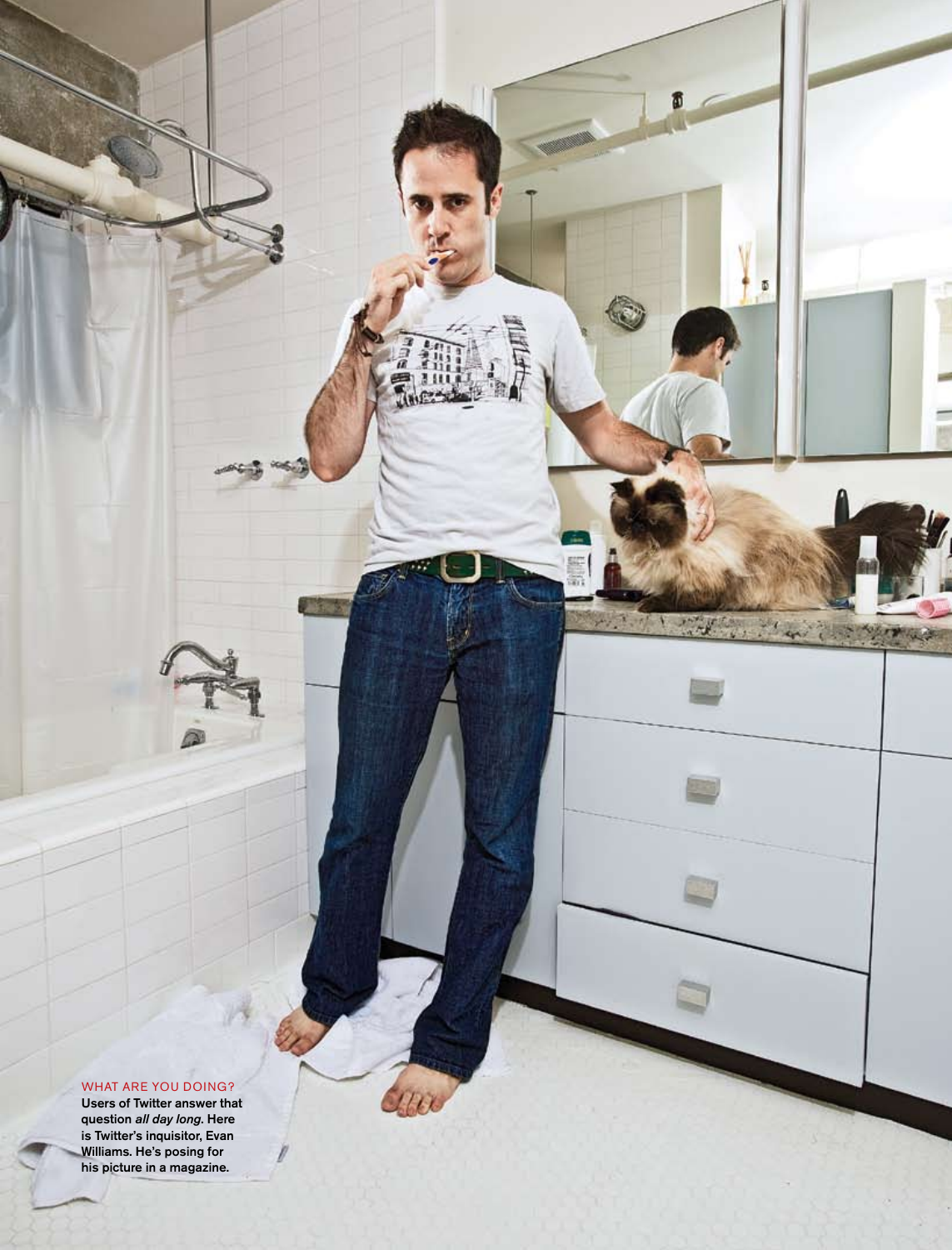WHAT ARE YOU DOING?

**Users of Twitter answer that question *all day long*. Here is Twitter's inquisitor, Evan Williams. He's posing for his picture in a magazine.**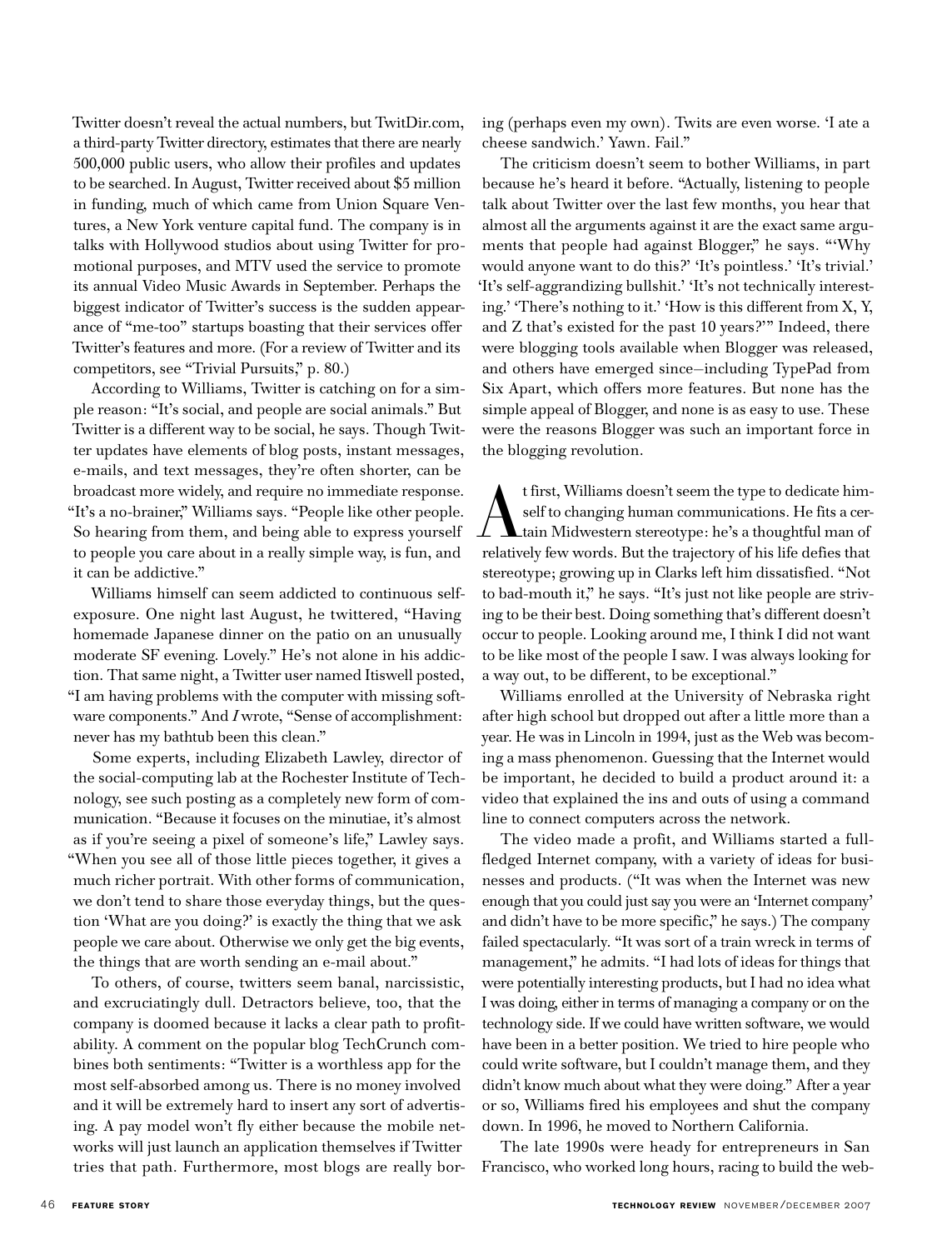Twitter doesn't reveal the actual numbers, but TwitDir.com, a third-party Twitter directory, estimates that there are nearly 500,000 public users, who allow their profiles and updates to be searched. In August, Twitter received about $5 million in funding, much of which came from Union Square Ventures, a New York venture capital fund. The company is in talks with Hollywood studios about using Twitter for promotional purposes, and MTV used the service to promote its annual Video Music Awards in September. Perhaps the biggest indicator of Twitter's success is the sudden appearance of "me-too" startups boasting that their services offer Twitter's features and more. (For a review of Twitter and its competitors, see "Trivial Pursuits," p. 80.)

According to Williams, Twitter is catching on for a simple reason: "It's social, and people are social animals." But Twitter is a different way to be social, he says. Though Twitter updates have elements of blog posts, instant messages, e-mails, and text messages, they're often shorter, can be broadcast more widely, and require no immediate response. "It's a no-brainer," Williams says. "People like other people. So hearing from them, and being able to express yourself to people you care about in a really simple way, is fun, and it can be addictive."

Williams himself can seem addicted to continuous self-exposure. One night last August, he twittered, "Having homemade Japanese dinner on the patio on an unusually moderate SF evening. Lovely." He's not alone in his addiction. That same night, a Twitter user named Itiswell posted, "I am having problems with the computer with missing software components." And *I* wrote, "Sense of accomplishment: never has my bathtub been this clean."

Some experts, including Elizabeth Lawley, director of the social-computing lab at the Rochester Institute of Technology, see such posting as a completely new form of communication. "Because it focuses on the minutiae, it's almost as if you're seeing a pixel of someone's life," Lawley says. "When you see all of those little pieces together, it gives a much richer portrait. With other forms of communication, we don't tend to share those everyday things, but the question 'What are you doing?' is exactly the thing that we ask people we care about. Otherwise we only get the big events, the things that are worth sending an e-mail about."

To others, of course, twitters seem banal, narcissistic, and excruciatingly dull. Detractors believe, too, that the company is doomed because it lacks a clear path to profitability. A comment on the popular blog TechCrunch combines both sentiments: "Twitter is a worthless app for the most self-absorbed among us. There is no money involved and it will be extremely hard to insert any sort of advertising. A pay model won't fly either because the mobile networks will just launch an application themselves if Twitter tries that path. Furthermore, most blogs are really boring (perhaps even my own). Twits are even worse. 'I ate a cheese sandwich.' Yawn. Fail."

The criticism doesn't seem to bother Williams, in part because he's heard it before. "Actually, listening to people talk about Twitter over the last few months, you hear that almost all the arguments against it are the exact same arguments that people had against Blogger," he says. "'Why would anyone want to do this?' 'It's pointless.' 'It's trivial.' 'It's self-aggrandizing bullshit.' 'It's not technically interesting.' 'There's nothing to it.' 'How is this different from X, Y, and Z that's existed for the past 10 years?'" Indeed, there were blogging tools available when Blogger was released, and others have emerged since—including TypePad from Six Apart, which offers more features. But none has the simple appeal of Blogger, and none is as easy to use. These were the reasons Blogger was such an important force in the blogging revolution.

At first, Williams doesn't seem the type to dedicate himself to changing human communications. He fits a certain Midwestern stereotype: he's a thoughtful man of relatively few words. But the trajectory of his life defies that stereotype; growing up in Clarks left him dissatisfied. "Not to bad-mouth it," he says. "It's just not like people are striving to be their best. Doing something that's different doesn't occur to people. Looking around me, I think I did not want to be like most of the people I saw. I was always looking for a way out, to be different, to be exceptional."

Williams enrolled at the University of Nebraska right after high school but dropped out after a little more than a year. He was in Lincoln in 1994, just as the Web was becoming a mass phenomenon. Guessing that the Internet would be important, he decided to build a product around it: a video that explained the ins and outs of using a command line to connect computers across the network.

The video made a profit, and Williams started a full-fledged Internet company, with a variety of ideas for businesses and products. ("It was when the Internet was new enough that you could just say you were an 'Internet company' and didn't have to be more specific," he says.) The company failed spectacularly. "It was sort of a train wreck in terms of management," he admits. "I had lots of ideas for things that were potentially interesting products, but I had no idea what I was doing, either in terms of managing a company or on the technology side. If we could have written software, we would have been in a better position. We tried to hire people who could write software, but I couldn't manage them, and they didn't know much about what they were doing." After a year or so, Williams fired his employees and shut the company down. In 1996, he moved to Northern California.

The late 1990s were heady for entrepreneurs in San Francisco, who worked long hours, racing to build the web-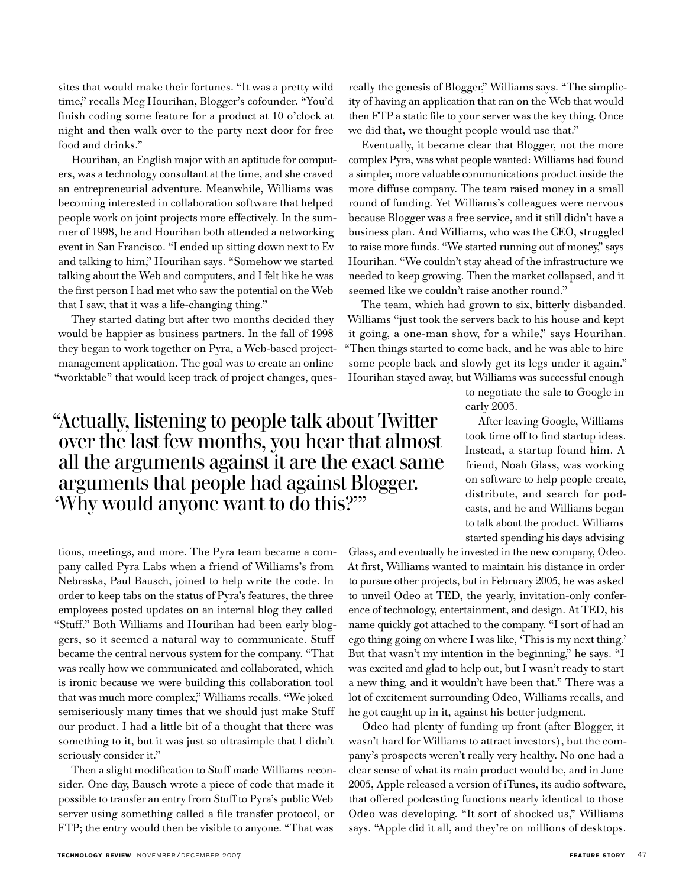sites that would make their fortunes. "It was a pretty wild time," recalls Meg Hourihan, Blogger's cofounder. "You'd finish coding some feature for a product at 10 o'clock at night and then walk over to the party next door for free food and drinks."

Hourihan, an English major with an aptitude for computers, was a technology consultant at the time, and she craved an entrepreneurial adventure. Meanwhile, Williams was becoming interested in collaboration software that helped people work on joint projects more effectively. In the summer of 1998, he and Hourihan both attended a networking event in San Francisco. "I ended up sitting down next to Ev and talking to him," Hourihan says. "Somehow we started talking about the Web and computers, and I felt like he was the first person I had met who saw the potential on the Web that I saw, that it was a life-changing thing."

They started dating but after two months decided they would be happier as business partners. In the fall of 1998 they began to work together on Pyra, a Web-based project-management application. The goal was to create an online "worktable" that would keep track of project changes, questions, meetings, and more. The Pyra team became a company called Pyra Labs when a friend of Williams's from Nebraska, Paul Bausch, joined to help write the code. In order to keep tabs on the status of Pyra's features, the three employees posted updates on an internal blog they called "Stuff." Both Williams and Hourihan had been early bloggers, so it seemed a natural way to communicate. Stuff became the central nervous system for the company. "That was really how we communicated and collaborated, which is ironic because we were building this collaboration tool that was much more complex," Williams recalls. "We joked semiseriously many times that we should just make Stuff our product. I had a little bit of a thought that there was something to it, but it was just so ultrasimple that I didn't seriously consider it."

Then a slight modification to Stuff made Williams reconsider. One day, Bausch wrote a piece of code that made it possible to transfer an entry from Stuff to Pyra's public Web server using something called a file transfer protocol, or FTP; the entry would then be visible to anyone. "That was really the genesis of Blogger," Williams says. "The simplicity of having an application that ran on the Web that would then FTP a static file to your server was the key thing. Once we did that, we thought people would use that."

Eventually, it became clear that Blogger, not the more complex Pyra, was what people wanted: Williams had found a simpler, more valuable communications product inside the more diffuse company. The team raised money in a small round of funding. Yet Williams's colleagues were nervous because Blogger was a free service, and it still didn't have a business plan. And Williams, who was the CEO, struggled to raise more funds. "We started running out of money," says Hourihan. "We couldn't stay ahead of the infrastructure we needed to keep growing. Then the market collapsed, and it seemed like we couldn't raise another round."

The team, which had grown to six, bitterly disbanded. Williams "just took the servers back to his house and kept it going, a one-man show, for a while," says Hourihan. "Then things started to come back, and he was able to hire some people back and slowly get its legs under it again." Hourihan stayed away, but Williams was successful enough to negotiate the sale to Google in early 2003.

> "Actually, listening to people talk about Twitter over the last few months, you hear that almost all the arguments against it are the exact same arguments that people had against Blogger. 'Why would anyone want to do this?'"

After leaving Google, Williams took time off to find startup ideas. Instead, a startup found him. A friend, Noah Glass, was working on software to help people create, distribute, and search for podcasts, and he and Williams began to talk about the product. Williams started spending his days advising Glass, and eventually he invested in the new company, Odeo. At first, Williams wanted to maintain his distance in order to pursue other projects, but in February 2005, he was asked to unveil Odeo at TED, the yearly, invitation-only conference of technology, entertainment, and design. At TED, his name quickly got attached to the company. "I sort of had an ego thing going on where I was like, 'This is my next thing.' But that wasn't my intention in the beginning," he says. "I was excited and glad to help out, but I wasn't ready to start a new thing, and it wouldn't have been that." There was a lot of excitement surrounding Odeo, Williams recalls, and he got caught up in it, against his better judgment.

Odeo had plenty of funding up front (after Blogger, it wasn't hard for Williams to attract investors), but the company's prospects weren't really very healthy. No one had a clear sense of what its main product would be, and in June 2005, Apple released a version of iTunes, its audio software, that offered podcasting functions nearly identical to those Odeo was developing. "It sort of shocked us," Williams says. "Apple did it all, and they're on millions of desktops.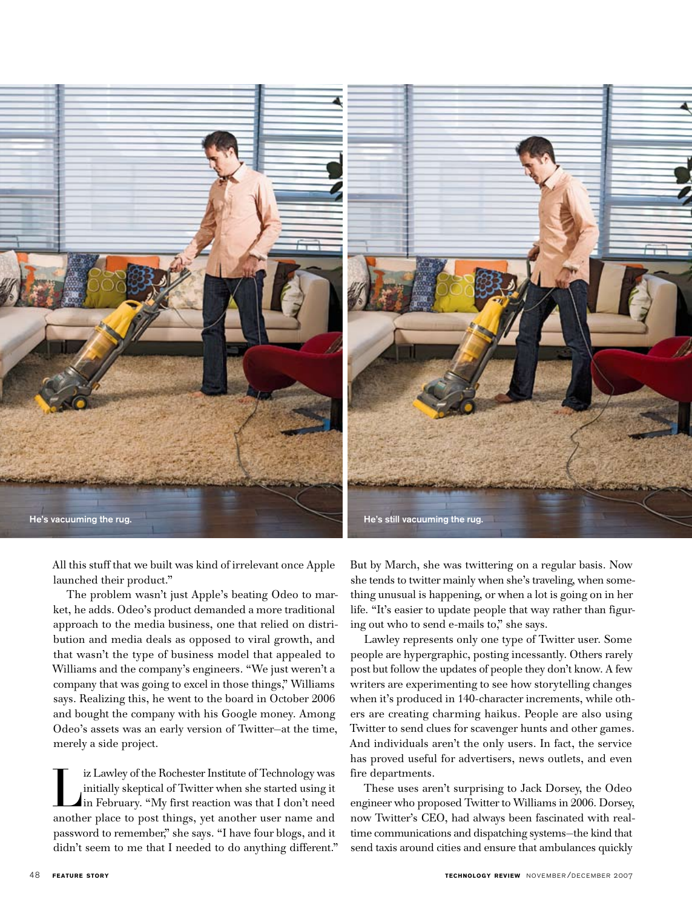He's vacuuming the rug.

He's still vacuuming the rug.

All this stuff that we built was kind of irrelevant once Apple launched their product."

The problem wasn't just Apple's beating Odeo to market, he adds. Odeo's product demanded a more traditional approach to the media business, one that relied on distribution and media deals as opposed to viral growth, and that wasn't the type of business model that appealed to Williams and the company's engineers. "We just weren't a company that was going to excel in those things," Williams says. Realizing this, he went to the board in October 2006 and bought the company with his Google money. Among Odeo's assets was an early version of Twitter–at the time, merely a side project.

Liz Lawley of the Rochester Institute of Technology was initially skeptical of Twitter when she started using it in February. "My first reaction was that I don't need another place to post things, yet another user name and password to remember," she says. "I have four blogs, and it didn't seem to me that I needed to do anything different." But by March, she was twittering on a regular basis. Now she tends to twitter mainly when she's traveling, when something unusual is happening, or when a lot is going on in her life. "It's easier to update people that way rather than figuring out who to send e-mails to," she says.

Lawley represents only one type of Twitter user. Some people are hypergraphic, posting incessantly. Others rarely post but follow the updates of people they don't know. A few writers are experimenting to see how storytelling changes when it's produced in 140-character increments, while others are creating charming haikus. People are also using Twitter to send clues for scavenger hunts and other games. And individuals aren't the only users. In fact, the service has proved useful for advertisers, news outlets, and even fire departments.

These uses aren't surprising to Jack Dorsey, the Odeo engineer who proposed Twitter to Williams in 2006. Dorsey, now Twitter's CEO, had always been fascinated with real-time communications and dispatching systems–the kind that send taxis around cities and ensure that ambulances quickly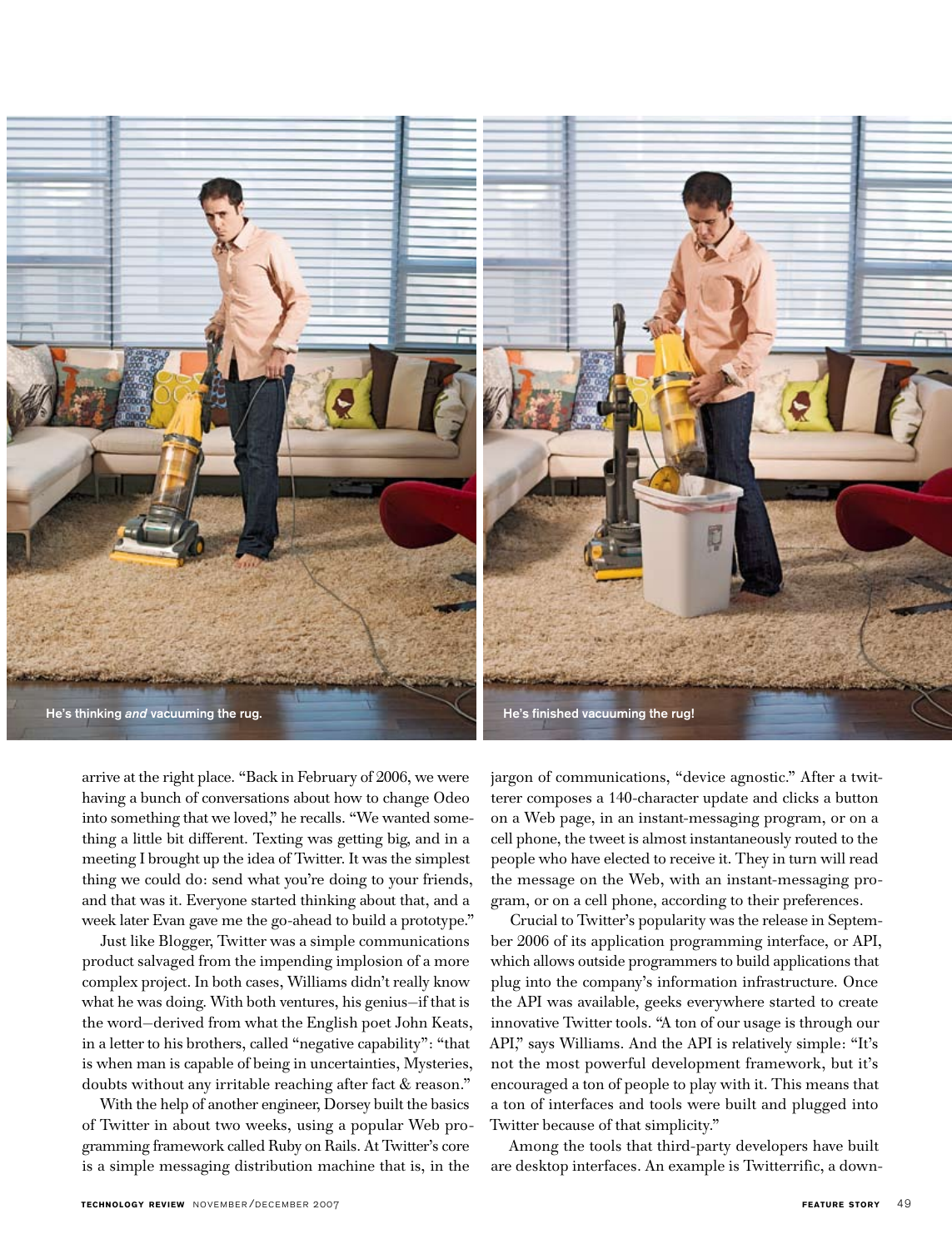He's thinking *and* vacuuming the rug.

He's finished vacuuming the rug!

arrive at the right place. "Back in February of 2006, we were having a bunch of conversations about how to change Odeo into something that we loved," he recalls. "We wanted something a little bit different. Texting was getting big, and in a meeting I brought up the idea of Twitter. It was the simplest thing we could do: send what you're doing to your friends, and that was it. Everyone started thinking about that, and a week later Evan gave me the go-ahead to build a prototype."

Just like Blogger, Twitter was a simple communications product salvaged from the impending implosion of a more complex project. In both cases, Williams didn't really know what he was doing. With both ventures, his genius—if that is the word—derived from what the English poet John Keats, in a letter to his brothers, called "negative capability": "that is when man is capable of being in uncertainties, Mysteries, doubts without any irritable reaching after fact & reason."

With the help of another engineer, Dorsey built the basics of Twitter in about two weeks, using a popular Web programming framework called Ruby on Rails. At Twitter's core is a simple messaging distribution machine that is, in the jargon of communications, "device agnostic." After a twitterer composes a 140-character update and clicks a button on a Web page, in an instant-messaging program, or on a cell phone, the tweet is almost instantaneously routed to the people who have elected to receive it. They in turn will read the message on the Web, with an instant-messaging program, or on a cell phone, according to their preferences.

Crucial to Twitter's popularity was the release in September 2006 of its application programming interface, or API, which allows outside programmers to build applications that plug into the company's information infrastructure. Once the API was available, geeks everywhere started to create innovative Twitter tools. "A ton of our usage is through our API," says Williams. And the API is relatively simple: "It's not the most powerful development framework, but it's encouraged a ton of people to play with it. This means that a ton of interfaces and tools were built and plugged into Twitter because of that simplicity."

Among the tools that third-party developers have built are desktop interfaces. An example is Twitterrific, a down-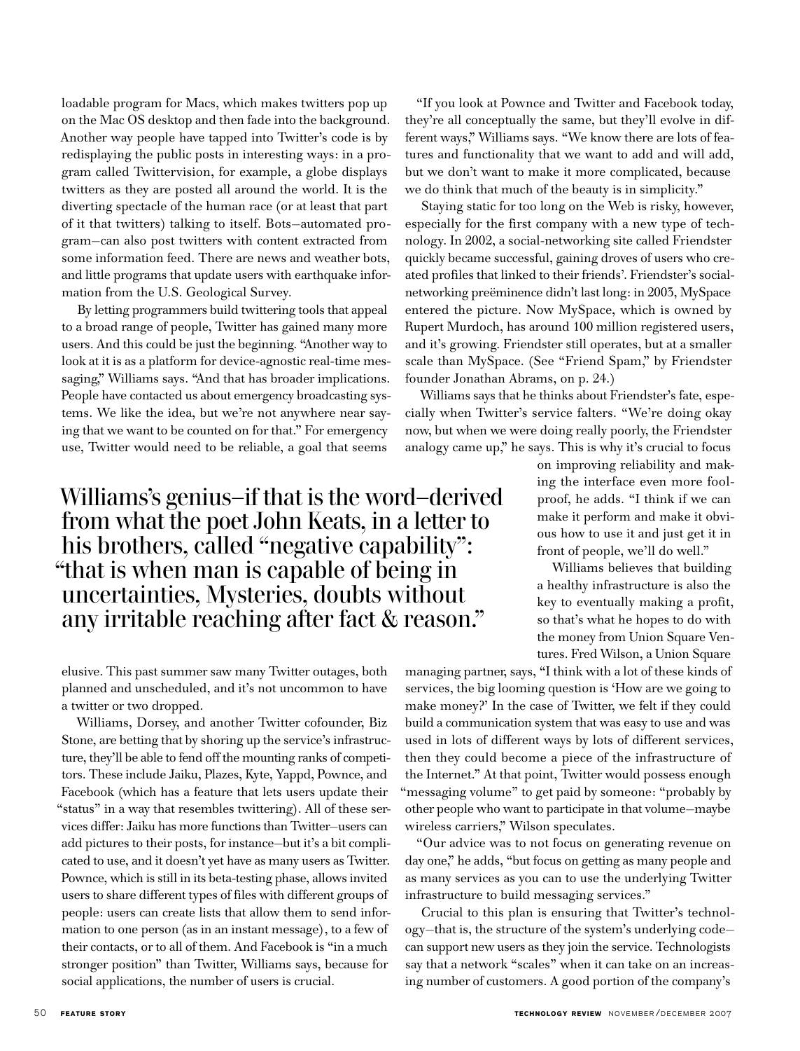loadable program for Macs, which makes twitters pop up on the Mac OS desktop and then fade into the background. Another way people have tapped into Twitter's code is by redisplaying the public posts in interesting ways: in a program called Twittervision, for example, a globe displays twitters as they are posted all around the world. It is the diverting spectacle of the human race (or at least that part of it that twitters) talking to itself. Bots—automated program—can also post twitters with content extracted from some information feed. There are news and weather bots, and little programs that update users with earthquake information from the U.S. Geological Survey.

By letting programmers build twittering tools that appeal to a broad range of people, Twitter has gained many more users. And this could be just the beginning. "Another way to look at it is as a platform for device-agnostic real-time messaging," Williams says. "And that has broader implications. People have contacted us about emergency broadcasting systems. We like the idea, but we're not anywhere near saying that we want to be counted on for that." For emergency use, Twitter would need to be reliable, a goal that seems elusive. This past summer saw many Twitter outages, both planned and unscheduled, and it's not uncommon to have a twitter or two dropped.

> Williams's genius—if that is the word—derived from what the poet John Keats, in a letter to his brothers, called "negative capability": "that is when man is capable of being in uncertainties, Mysteries, doubts without any irritable reaching after fact & reason."

Williams, Dorsey, and another Twitter cofounder, Biz Stone, are betting that by shoring up the service's infrastructure, they'll be able to fend off the mounting ranks of competitors. These include Jaiku, Plazes, Kyte, Yappd, Pownce, and Facebook (which has a feature that lets users update their "status" in a way that resembles twittering). All of these services differ: Jaiku has more functions than Twitter—users can add pictures to their posts, for instance—but it's a bit complicated to use, and it doesn't yet have as many users as Twitter. Pownce, which is still in its beta-testing phase, allows invited users to share different types of files with different groups of people: users can create lists that allow them to send information to one person (as in an instant message), to a few of their contacts, or to all of them. And Facebook is "in a much stronger position" than Twitter, Williams says, because for social applications, the number of users is crucial.

"If you look at Pownce and Twitter and Facebook today, they're all conceptually the same, but they'll evolve in different ways," Williams says. "We know there are lots of features and functionality that we want to add and will add, but we don't want to make it more complicated, because we do think that much of the beauty is in simplicity."

Staying static for too long on the Web is risky, however, especially for the first company with a new type of technology. In 2002, a social-networking site called Friendster quickly became successful, gaining droves of users who created profiles that linked to their friends'. Friendster's social-networking preëminence didn't last long: in 2003, MySpace entered the picture. Now MySpace, which is owned by Rupert Murdoch, has around 100 million registered users, and it's growing. Friendster still operates, but at a smaller scale than MySpace. (See "Friend Spam," by Friendster founder Jonathan Abrams, on p. 24.)

Williams says that he thinks about Friendster's fate, especially when Twitter's service falters. "We're doing okay now, but when we were doing really poorly, the Friendster analogy came up," he says. This is why it's crucial to focus on improving reliability and making the interface even more foolproof, he adds. "I think if we can make it perform and make it obvious how to use it and just get it in front of people, we'll do well."

Williams believes that building a healthy infrastructure is also the key to eventually making a profit, so that's what he hopes to do with the money from Union Square Ventures. Fred Wilson, a Union Square managing partner, says, "I think with a lot of these kinds of services, the big looming question is 'How are we going to make money?' In the case of Twitter, we felt if they could build a communication system that was easy to use and was used in lots of different ways by lots of different services, then they could become a piece of the infrastructure of the Internet." At that point, Twitter would possess enough "messaging volume" to get paid by someone: "probably by other people who want to participate in that volume—maybe wireless carriers," Wilson speculates.

"Our advice was to not focus on generating revenue on day one," he adds, "but focus on getting as many people and as many services as you can to use the underlying Twitter infrastructure to build messaging services."

Crucial to this plan is ensuring that Twitter's technology—that is, the structure of the system's underlying code—can support new users as they join the service. Technologists say that a network "scales" when it can take on an increasing number of customers. A good portion of the company's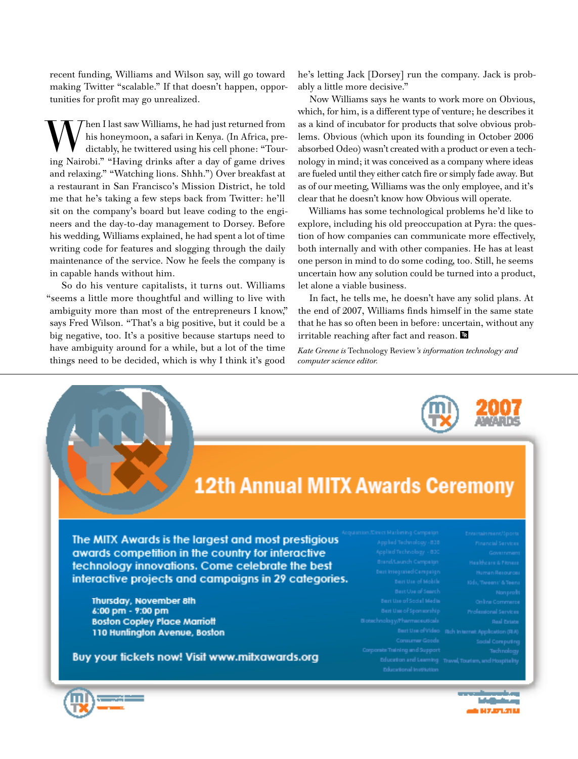recent funding, Williams and Wilson say, will go toward making Twitter "scalable." If that doesn't happen, opportunities for profit may go unrealized.

When I last saw Williams, he had just returned from his honeymoon, a safari in Kenya. (In Africa, predictably, he twittered using his cell phone: "Touring Nairobi." "Having drinks after a day of game drives and relaxing." "Watching lions. Shhh.") Over breakfast at a restaurant in San Francisco's Mission District, he told me that he's taking a few steps back from Twitter: he'll sit on the company's board but leave coding to the engineers and the day-to-day management to Dorsey. Before his wedding, Williams explained, he had spent a lot of time writing code for features and slogging through the daily maintenance of the service. Now he feels the company is in capable hands without him.

So do his venture capitalists, it turns out. Williams "seems a little more thoughtful and willing to live with ambiguity more than most of the entrepreneurs I know," says Fred Wilson. "That's a big positive, but it could be a big negative, too. It's a positive because startups need to have ambiguity around for a while, but a lot of the time things need to be decided, which is why I think it's good he's letting Jack [Dorsey] run the company. Jack is probably a little more decisive."

Now Williams says he wants to work more on Obvious, which, for him, is a different type of venture; he describes it as a kind of incubator for products that solve obvious problems. Obvious (which upon its founding in October 2006 absorbed Odeo) wasn't created with a product or even a technology in mind; it was conceived as a company where ideas are fueled until they either catch fire or simply fade away. But as of our meeting, Williams was the only employee, and it's clear that he doesn't know how Obvious will operate.

Williams has some technological problems he'd like to explore, including his old preoccupation at Pyra: the question of how companies can communicate more effectively, both internally and with other companies. He has at least one person in mind to do some coding, too. Still, he seems uncertain how any solution could be turned into a product, let alone a viable business.

In fact, he tells me, he doesn't have any solid plans. At the end of 2007, Williams finds himself in the same state that he has so often been in before: uncertain, without any irritable reaching after fact and reason. TR

*Kate Greene is* Technology Review*'s information technology and computer science editor.*

MITX 2007 AWARDS

# 12th Annual MITX Awards Ceremony

The MITX Awards is the largest and most prestigious awards competition in the country for interactive technology innovations. Come celebrate the best interactive projects and campaigns in 29 categories.

**Thursday, November 8th**
**6:00 pm - 9:00 pm**
**Boston Copley Place Marriott**
**110 Huntington Avenue, Boston**

Buy your tickets now! Visit www.mitxawards.org

Acquisition/Direct Marketing Campaign
Applied Technology - B2B
Applied Technology - B2C
Brand/Launch Campaign
Best Integrated Campaign
Best Use of Mobile
Best Use of Search
Best Use of Social Media
Best Use of Sponsorship
Biotechnology/Pharmaceuticals
Best Use of Video
Consumer Goods
Corporate Training and Support
Education and Learning
Educational Institution
Entertainment/Sports
Financial Services
Government
Healthcare & Fitness
Human Resources
Kids, Tweens' & Teens
Nonprofit
Online Commerce
Professional Services
Real Estate
Rich Internet Application (RIA)
Social Computing
Technology
Travel, Tourism, and Hospitality